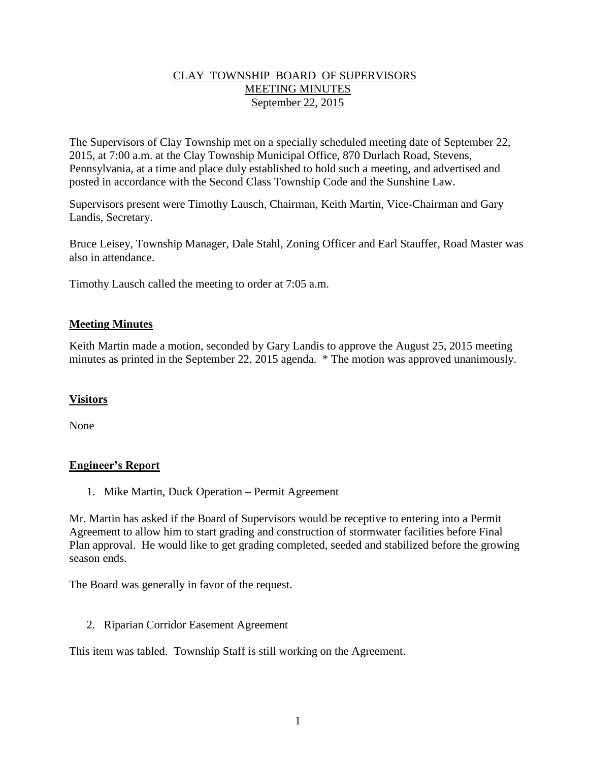# CLAY TOWNSHIP BOARD OF SUPERVISORS
## MEETING MINUTES
### September 22, 2015

The Supervisors of Clay Township met on a specially scheduled meeting date of September 22, 2015, at 7:00 a.m. at the Clay Township Municipal Office, 870 Durlach Road, Stevens, Pennsylvania, at a time and place duly established to hold such a meeting, and advertised and posted in accordance with the Second Class Township Code and the Sunshine Law.

Supervisors present were Timothy Lausch, Chairman, Keith Martin, Vice-Chairman and Gary Landis, Secretary.

Bruce Leisey, Township Manager, Dale Stahl, Zoning Officer and Earl Stauffer, Road Master was also in attendance.

Timothy Lausch called the meeting to order at 7:05 a.m.

## Meeting Minutes

Keith Martin made a motion, seconded by Gary Landis to approve the August 25, 2015 meeting minutes as printed in the September 22, 2015 agenda. * The motion was approved unanimously.

## Visitors

None

## Engineer's Report

1. Mike Martin, Duck Operation – Permit Agreement

Mr. Martin has asked if the Board of Supervisors would be receptive to entering into a Permit Agreement to allow him to start grading and construction of stormwater facilities before Final Plan approval. He would like to get grading completed, seeded and stabilized before the growing season ends.

The Board was generally in favor of the request.

2. Riparian Corridor Easement Agreement

This item was tabled. Township Staff is still working on the Agreement.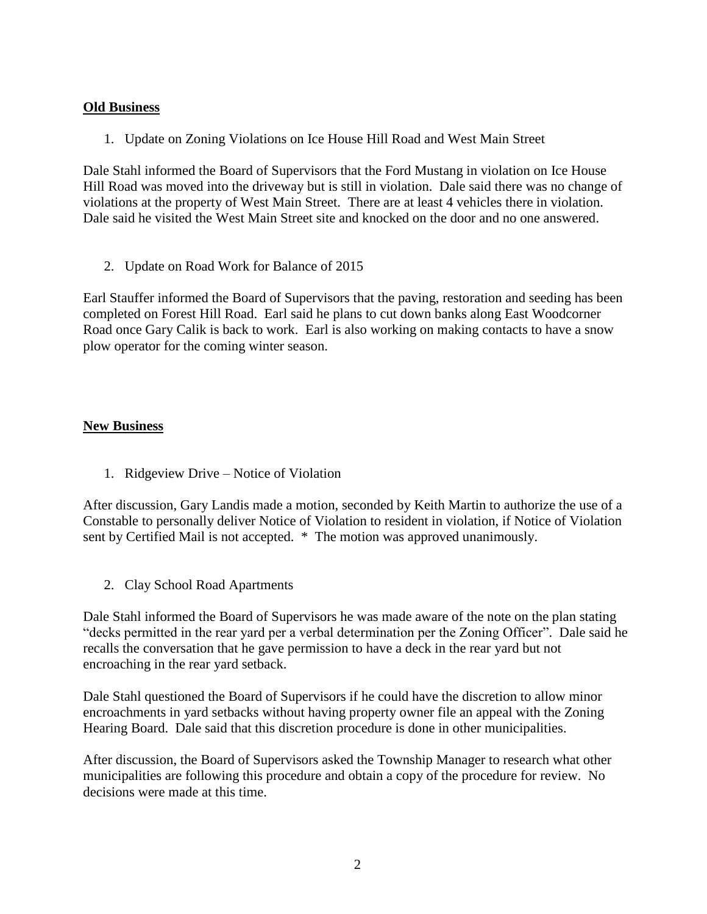## Old Business

1. Update on Zoning Violations on Ice House Hill Road and West Main Street

Dale Stahl informed the Board of Supervisors that the Ford Mustang in violation on Ice House Hill Road was moved into the driveway but is still in violation. Dale said there was no change of violations at the property of West Main Street. There are at least 4 vehicles there in violation. Dale said he visited the West Main Street site and knocked on the door and no one answered.

2. Update on Road Work for Balance of 2015

Earl Stauffer informed the Board of Supervisors that the paving, restoration and seeding has been completed on Forest Hill Road. Earl said he plans to cut down banks along East Woodcorner Road once Gary Calik is back to work. Earl is also working on making contacts to have a snow plow operator for the coming winter season.

## New Business

1. Ridgeview Drive – Notice of Violation

After discussion, Gary Landis made a motion, seconded by Keith Martin to authorize the use of a Constable to personally deliver Notice of Violation to resident in violation, if Notice of Violation sent by Certified Mail is not accepted. * The motion was approved unanimously.

2. Clay School Road Apartments

Dale Stahl informed the Board of Supervisors he was made aware of the note on the plan stating "decks permitted in the rear yard per a verbal determination per the Zoning Officer". Dale said he recalls the conversation that he gave permission to have a deck in the rear yard but not encroaching in the rear yard setback.

Dale Stahl questioned the Board of Supervisors if he could have the discretion to allow minor encroachments in yard setbacks without having property owner file an appeal with the Zoning Hearing Board. Dale said that this discretion procedure is done in other municipalities.

After discussion, the Board of Supervisors asked the Township Manager to research what other municipalities are following this procedure and obtain a copy of the procedure for review. No decisions were made at this time.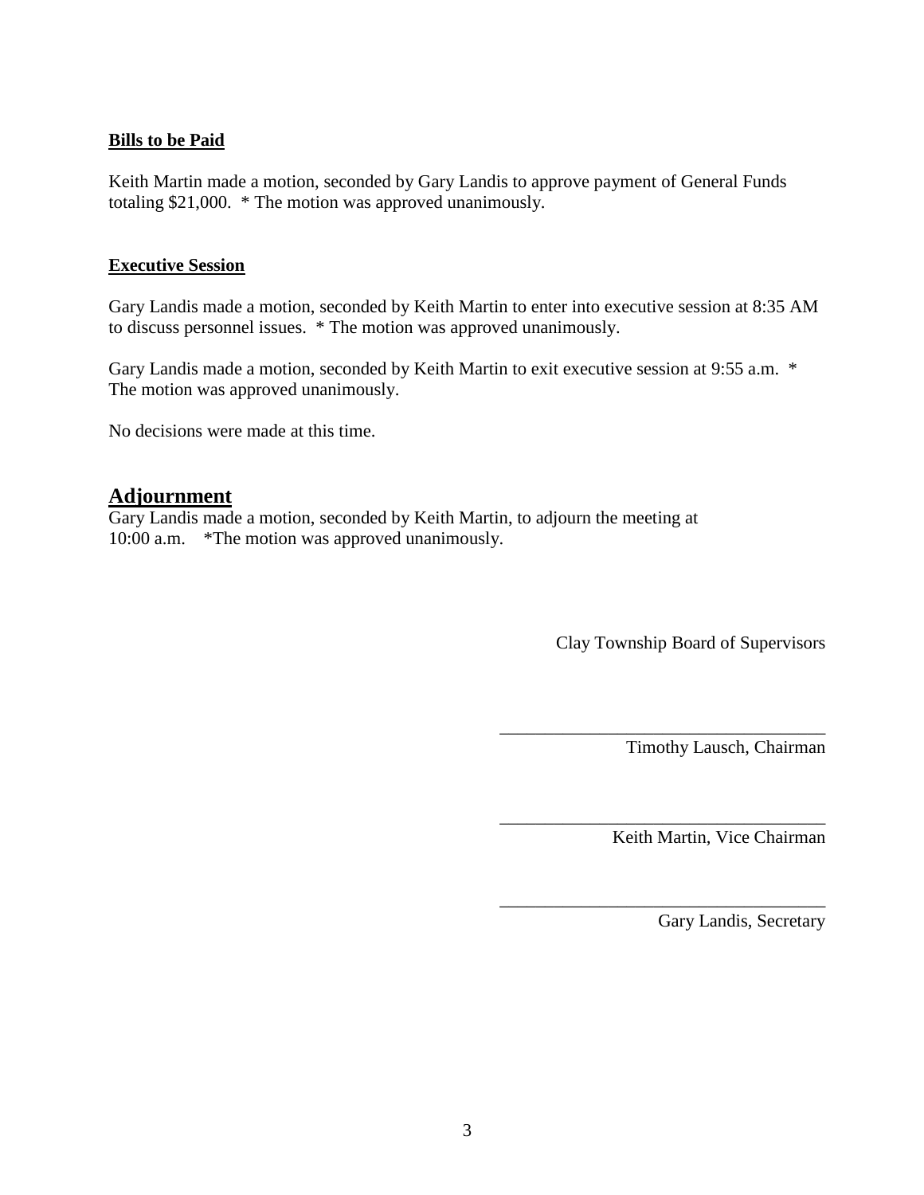**Bills to be Paid**

Keith Martin made a motion, seconded by Gary Landis to approve payment of General Funds totaling $21,000. * The motion was approved unanimously.

**Executive Session**

Gary Landis made a motion, seconded by Keith Martin to enter into executive session at 8:35 AM to discuss personnel issues. * The motion was approved unanimously.

Gary Landis made a motion, seconded by Keith Martin to exit executive session at 9:55 a.m. * The motion was approved unanimously.

No decisions were made at this time.

## Adjournment

Gary Landis made a motion, seconded by Keith Martin, to adjourn the meeting at 10:00 a.m. *The motion was approved unanimously.

Clay Township Board of Supervisors

\_\_\_\_\_\_\_\_\_\_\_\_\_\_\_\_\_\_\_\_\_\_\_\_\_\_\_\_\_\_\_\_\_\_\_\_
Timothy Lausch, Chairman

\_\_\_\_\_\_\_\_\_\_\_\_\_\_\_\_\_\_\_\_\_\_\_\_\_\_\_\_\_\_\_\_\_\_\_\_
Keith Martin, Vice Chairman

\_\_\_\_\_\_\_\_\_\_\_\_\_\_\_\_\_\_\_\_\_\_\_\_\_\_\_\_\_\_\_\_\_\_\_\_
Gary Landis, Secretary